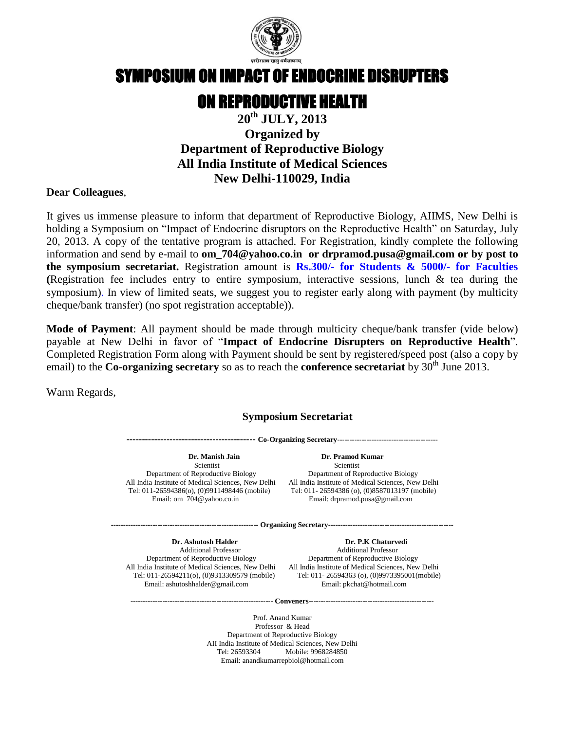शरीरमाद्यं खलु धर्मसाधनम्

# SYMPOSIUM ON IMPACT OF ENDOCRINE DISRUPTERS ON REPRODUCTIVE HEALTH

## 20th JULY, 2013

## Organized by
## Department of Reproductive Biology
## All India Institute of Medical Sciences
## New Delhi-110029, India

**Dear Colleagues**,

It gives us immense pleasure to inform that department of Reproductive Biology, AIIMS, New Delhi is holding a Symposium on "Impact of Endocrine disruptors on the Reproductive Health" on Saturday, July 20, 2013. A copy of the tentative program is attached. For Registration, kindly complete the following information and send by e-mail to **om_704@yahoo.co.in or drpramod.pusa@gmail.com or by post to the symposium secretariat.** Registration amount is **Rs.300/- for Students & 5000/- for Faculties** **(**Registration fee includes entry to entire symposium, interactive sessions, lunch & tea during the symposium). In view of limited seats, we suggest you to register early along with payment (by multicity cheque/bank transfer) (no spot registration acceptable)).

**Mode of Payment**: All payment should be made through multicity cheque/bank transfer (vide below) payable at New Delhi in favor of "**Impact of Endocrine Disrupters on Reproductive Health**". Completed Registration Form along with Payment should be sent by registered/speed post (also a copy by email) to the **Co-organizing secretary** so as to reach the **conference secretariat** by 30th June 2013.

Warm Regards,

### Symposium Secretariat

**Co-Organizing Secretary**

**Dr. Manish Jain**
Scientist
Department of Reproductive Biology
All India Institute of Medical Sciences, New Delhi
Tel: 011-26594386(o), (0)9911498446 (mobile)
Email: om_704@yahoo.co.in

**Dr. Pramod Kumar**
Scientist
Department of Reproductive Biology
All India Institute of Medical Sciences, New Delhi
Tel: 011- 26594386 (o), (0)8587013197 (mobile)
Email: drpramod.pusa@gmail.com

**Organizing Secretary**

**Dr. Ashutosh Halder**
Additional Professor
Department of Reproductive Biology
All India Institute of Medical Sciences, New Delhi
Tel: 011-26594211(o), (0)9313309579 (mobile)
Email: ashutoshhalder@gmail.com

**Dr. P.K Chaturvedi**
Additional Professor
Department of Reproductive Biology
All India Institute of Medical Sciences, New Delhi
Tel: 011- 26594363 (o), (0)9973395001(mobile)
Email: pkchat@hotmail.com

**Conveners**

Prof. Anand Kumar
Professor & Head
Department of Reproductive Biology
AII India Institute of Medical Sciences, New Delhi
Tel: 26593304 Mobile: 9968284850
Email: anandkumarrepbiol@hotmail.com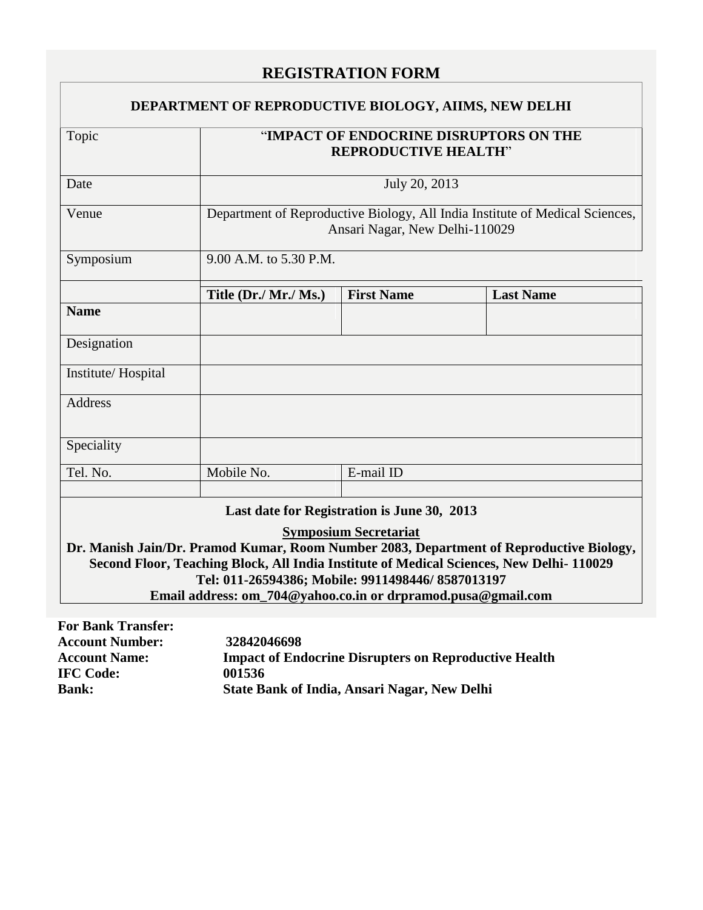# REGISTRATION FORM

## DEPARTMENT OF REPRODUCTIVE BIOLOGY, AIIMS, NEW DELHI

| | | | |
|---|---|---|---|
| Topic | "**IMPACT OF ENDOCRINE DISRUPTORS ON THE REPRODUCTIVE HEALTH**" | | |
| Date | July 20, 2013 | | |
| Venue | Department of Reproductive Biology, All India Institute of Medical Sciences, Ansari Nagar, New Delhi-110029 | | |
| Symposium | 9.00 A.M. to 5.30 P.M. | | |
| | **Title (Dr./ Mr./ Ms.)** | **First Name** | **Last Name** |
| **Name** | | | |
| Designation | | | |
| Institute/ Hospital | | | |
| Address | | | |
| Speciality | | | |
| Tel. No. | Mobile No. | E-mail ID | |
| | | | |

**Last date for Registration is June 30, 2013**

**Symposium Secretariat**

**Dr. Manish Jain/Dr. Pramod Kumar, Room Number 2083, Department of Reproductive Biology, Second Floor, Teaching Block, All India Institute of Medical Sciences, New Delhi- 110029**
**Tel: 011-26594386; Mobile: 9911498446/ 8587013197**
**Email address: om_704@yahoo.co.in or drpramod.pusa@gmail.com**

**For Bank Transfer:**
**Account Number:** 32842046698
**Account Name:** Impact of Endocrine Disrupters on Reproductive Health
**IFC Code:** 001536
**Bank:** State Bank of India, Ansari Nagar, New Delhi